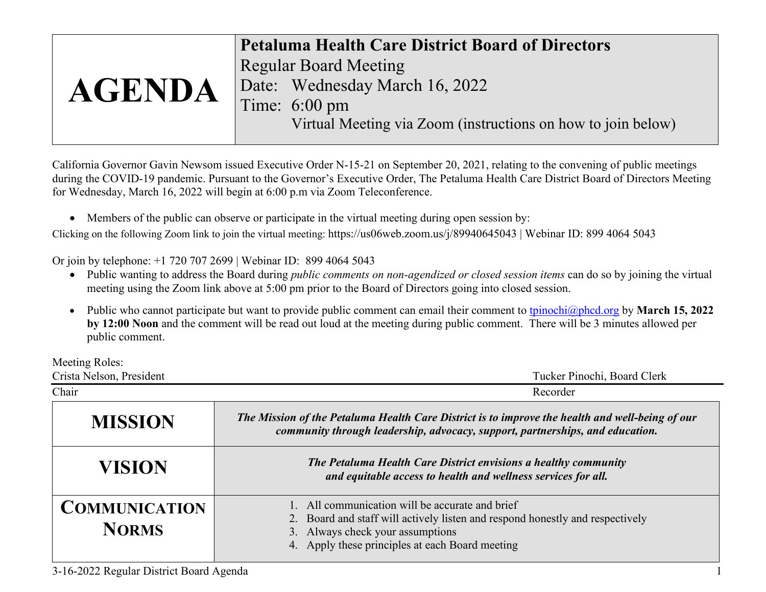| AGENDA | **Petaluma Health Care District Board of Directors**<br>Regular Board Meeting<br>Date: Wednesday March 16, 2022<br>Time: 6:00 pm<br>Virtual Meeting via Zoom (instructions on how to join below) |
|---|---|

California Governor Gavin Newsom issued Executive Order N-15-21 on September 20, 2021, relating to the convening of public meetings during the COVID-19 pandemic. Pursuant to the Governor's Executive Order, The Petaluma Health Care District Board of Directors Meeting for Wednesday, March 16, 2022 will begin at 6:00 p.m via Zoom Teleconference.

- Members of the public can observe or participate in the virtual meeting during open session by:

Clicking on the following Zoom link to join the virtual meeting: https://us06web.zoom.us/j/89940645043 | Webinar ID: 899 4064 5043

Or join by telephone: +1 720 707 2699 | Webinar ID: 899 4064 5043

- Public wanting to address the Board during *public comments on non-agendized or closed session items* can do so by joining the virtual meeting using the Zoom link above at 5:00 pm prior to the Board of Directors going into closed session.
- Public who cannot participate but want to provide public comment can email their comment to tpinochi@phcd.org by **March 15, 2022 by 12:00 Noon** and the comment will be read out loud at the meeting during public comment. There will be 3 minutes allowed per public comment.

Meeting Roles:

| Crista Nelson, President | Tucker Pinochi, Board Clerk |
|---|---|
| Chair | Recorder |

| **MISSION** | ***The Mission of the Petaluma Health Care District is to improve the health and well-being of our community through leadership, advocacy, support, partnerships, and education.*** |
|---|---|
| **VISION** | ***The Petaluma Health Care District envisions a healthy community and equitable access to health and wellness services for all.*** |
| **COMMUNICATION NORMS** | 1. All communication will be accurate and brief<br>2. Board and staff will actively listen and respond honestly and respectively<br>3. Always check your assumptions<br>4. Apply these principles at each Board meeting |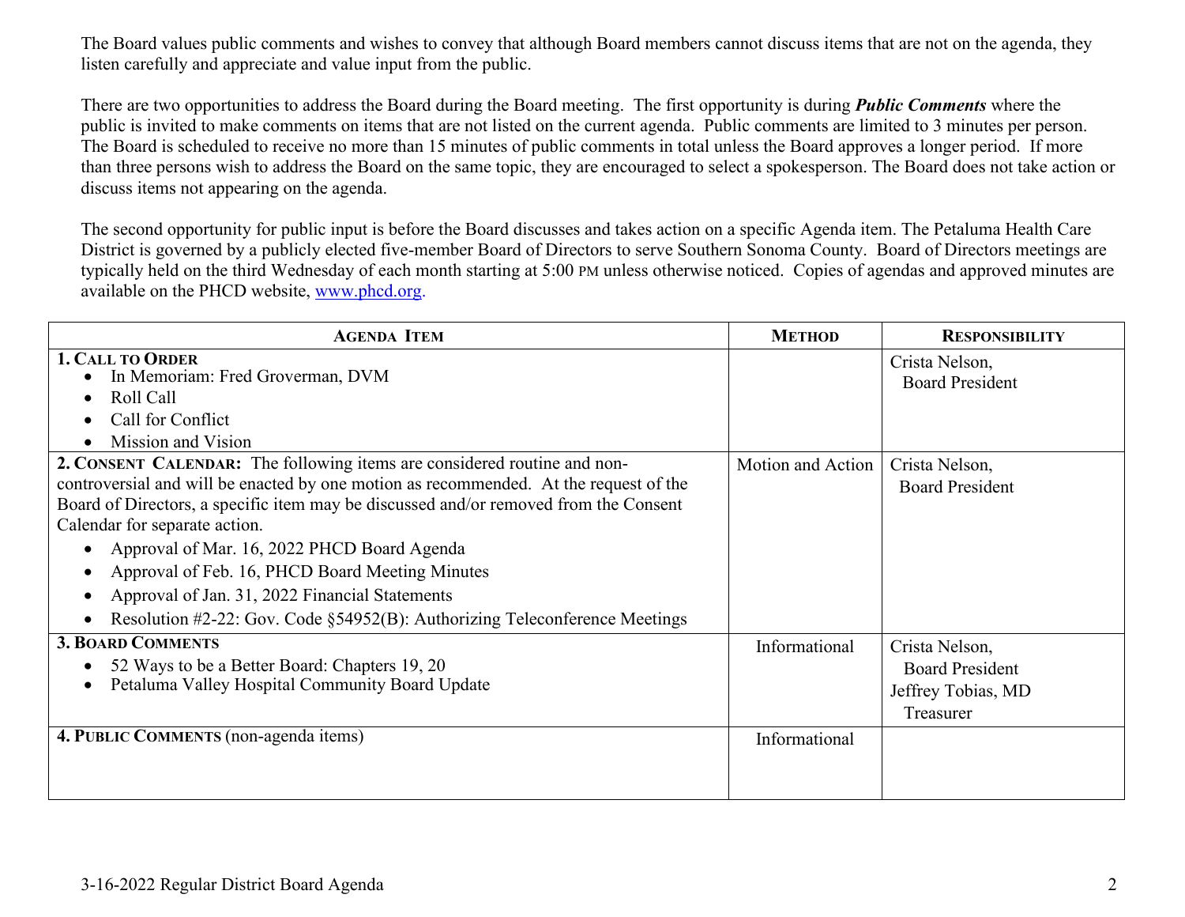The Board values public comments and wishes to convey that although Board members cannot discuss items that are not on the agenda, they listen carefully and appreciate and value input from the public.

There are two opportunities to address the Board during the Board meeting. The first opportunity is during ***Public Comments*** where the public is invited to make comments on items that are not listed on the current agenda. Public comments are limited to 3 minutes per person. The Board is scheduled to receive no more than 15 minutes of public comments in total unless the Board approves a longer period. If more than three persons wish to address the Board on the same topic, they are encouraged to select a spokesperson. The Board does not take action or discuss items not appearing on the agenda.

The second opportunity for public input is before the Board discusses and takes action on a specific Agenda item. The Petaluma Health Care District is governed by a publicly elected five-member Board of Directors to serve Southern Sonoma County. Board of Directors meetings are typically held on the third Wednesday of each month starting at 5:00 PM unless otherwise noticed. Copies of agendas and approved minutes are available on the PHCD website, www.phcd.org.

| AGENDA ITEM | METHOD | RESPONSIBILITY |
|---|---|---|
| **1. CALL TO ORDER**<br>• In Memoriam: Fred Groverman, DVM<br>• Roll Call<br>• Call for Conflict<br>• Mission and Vision | | Crista Nelson, Board President |
| **2. CONSENT CALENDAR:** The following items are considered routine and non-controversial and will be enacted by one motion as recommended. At the request of the Board of Directors, a specific item may be discussed and/or removed from the Consent Calendar for separate action.<br>• Approval of Mar. 16, 2022 PHCD Board Agenda<br>• Approval of Feb. 16, PHCD Board Meeting Minutes<br>• Approval of Jan. 31, 2022 Financial Statements<br>• Resolution #2-22: Gov. Code §54952(B): Authorizing Teleconference Meetings | Motion and Action | Crista Nelson, Board President |
| **3. BOARD COMMENTS**<br>• 52 Ways to be a Better Board: Chapters 19, 20<br>• Petaluma Valley Hospital Community Board Update | Informational | Crista Nelson, Board President<br>Jeffrey Tobias, MD Treasurer |
| **4. PUBLIC COMMENTS** (non-agenda items) | Informational | |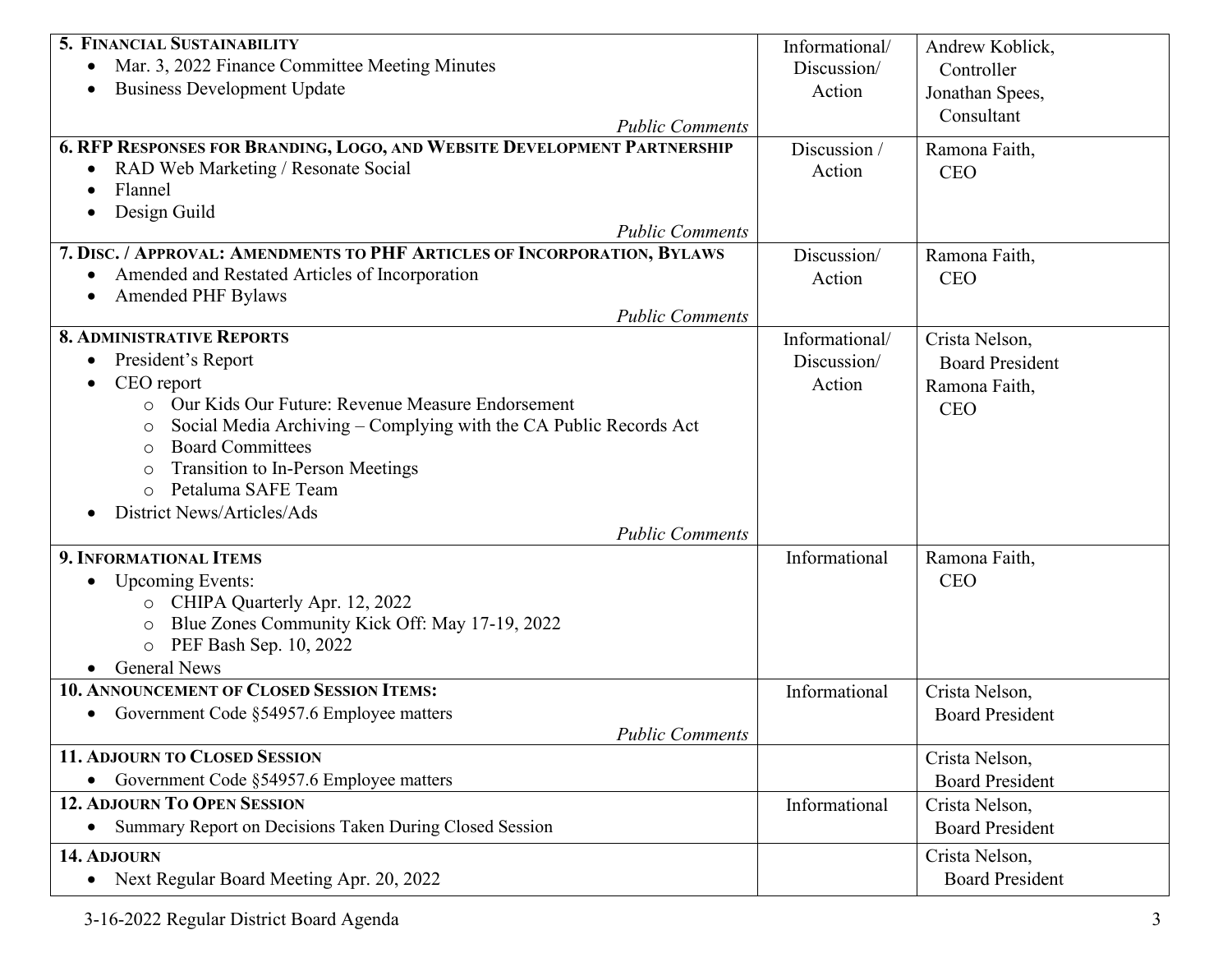| | | |
|---|---|---|
| **5. FINANCIAL SUSTAINABILITY**<br>• Mar. 3, 2022 Finance Committee Meeting Minutes<br>• Business Development Update<br>*Public Comments* | Informational/ Discussion/ Action | Andrew Koblick, Controller<br>Jonathan Spees, Consultant |
| **6. RFP RESPONSES FOR BRANDING, LOGO, AND WEBSITE DEVELOPMENT PARTNERSHIP**<br>• RAD Web Marketing / Resonate Social<br>• Flannel<br>• Design Guild<br>*Public Comments* | Discussion / Action | Ramona Faith, CEO |
| **7. DISC. / APPROVAL: AMENDMENTS TO PHF ARTICLES OF INCORPORATION, BYLAWS**<br>• Amended and Restated Articles of Incorporation<br>• Amended PHF Bylaws<br>*Public Comments* | Discussion/ Action | Ramona Faith, CEO |
| **8. ADMINISTRATIVE REPORTS**<br>• President's Report<br>• CEO report<br>  ○ Our Kids Our Future: Revenue Measure Endorsement<br>  ○ Social Media Archiving – Complying with the CA Public Records Act<br>  ○ Board Committees<br>  ○ Transition to In-Person Meetings<br>  ○ Petaluma SAFE Team<br>• District News/Articles/Ads<br>*Public Comments* | Informational/ Discussion/ Action | Crista Nelson, Board President<br>Ramona Faith, CEO |
| **9. INFORMATIONAL ITEMS**<br>• Upcoming Events:<br>  ○ CHIPA Quarterly Apr. 12, 2022<br>  ○ Blue Zones Community Kick Off: May 17-19, 2022<br>  ○ PEF Bash Sep. 10, 2022<br>• General News | Informational | Ramona Faith, CEO |
| **10. ANNOUNCEMENT OF CLOSED SESSION ITEMS:**<br>• Government Code §54957.6 Employee matters<br>*Public Comments* | Informational | Crista Nelson, Board President |
| **11. ADJOURN TO CLOSED SESSION**<br>• Government Code §54957.6 Employee matters | | Crista Nelson, Board President |
| **12. ADJOURN TO OPEN SESSION**<br>• Summary Report on Decisions Taken During Closed Session | Informational | Crista Nelson, Board President |
| **14. ADJOURN**<br>• Next Regular Board Meeting Apr. 20, 2022 | | Crista Nelson, Board President |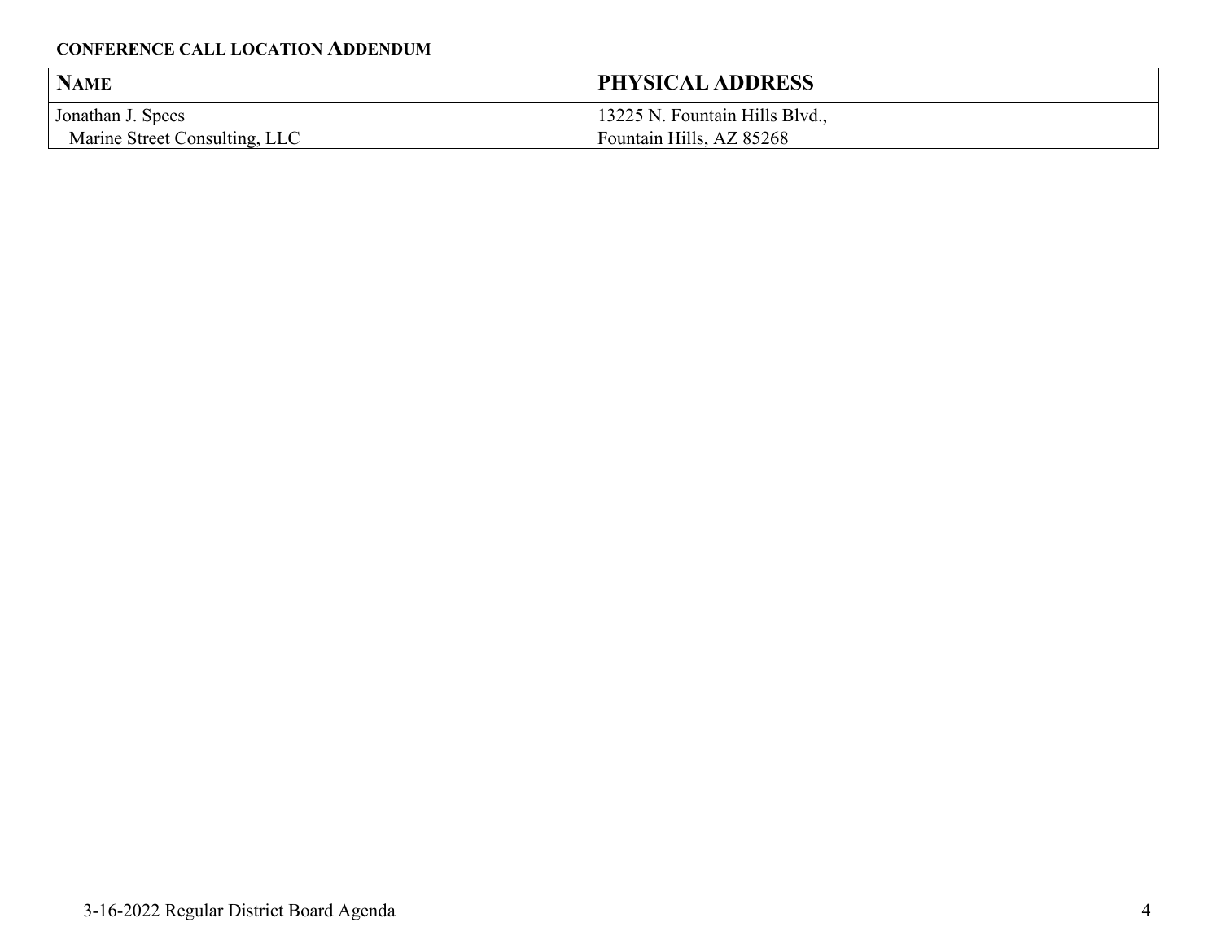**CONFERENCE CALL LOCATION ADDENDUM**

| NAME | PHYSICAL ADDRESS |
|---|---|
| Jonathan J. Spees<br>Marine Street Consulting, LLC | 13225 N. Fountain Hills Blvd.,<br>Fountain Hills, AZ 85268 |